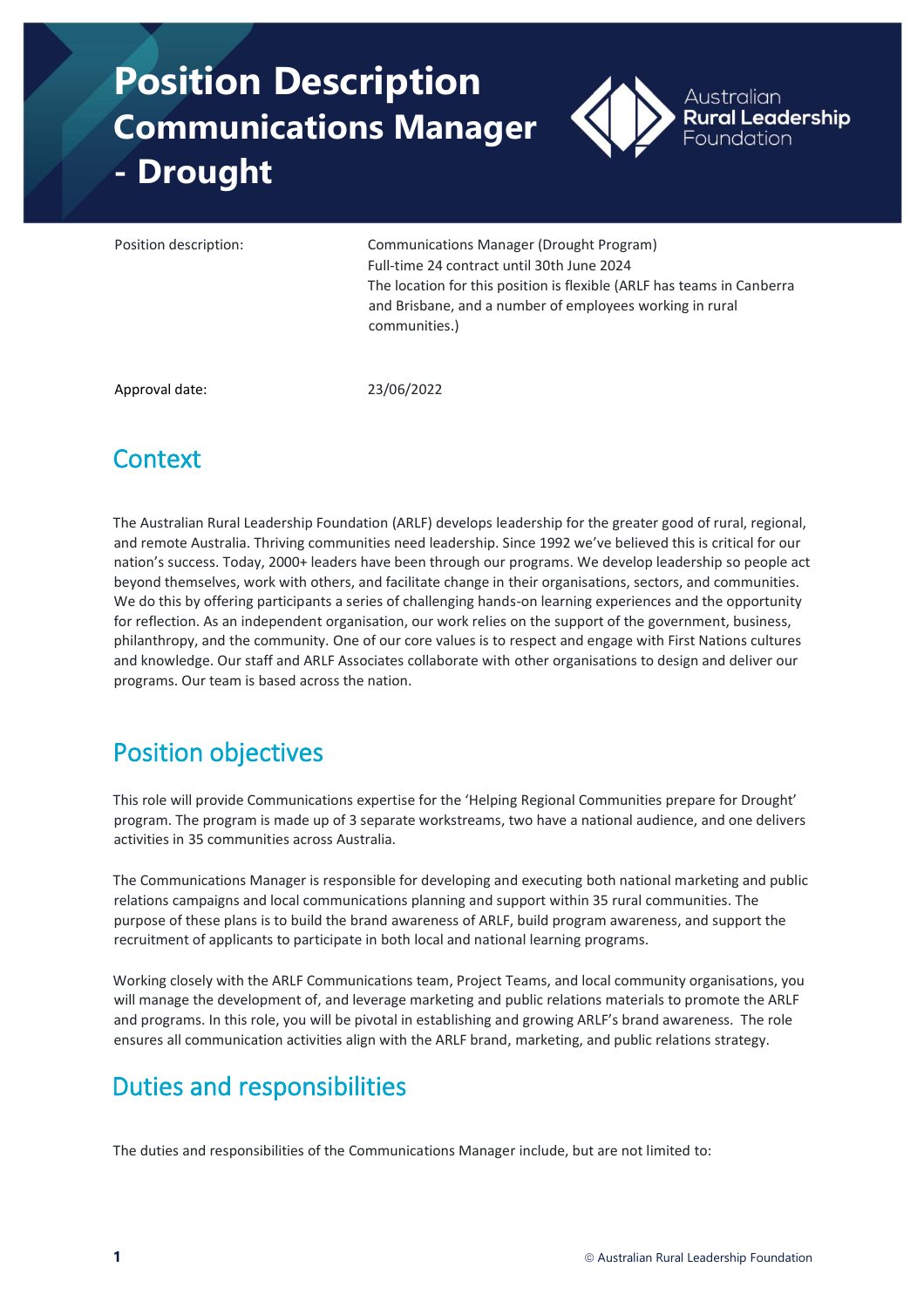# Position Description
## Communications Manager - Drought

Australian Rural Leadership Foundation

| | |
|---|---|
| Position description: | Communications Manager (Drought Program)<br>Full-time 24 contract until 30th June 2024<br>The location for this position is flexible (ARLF has teams in Canberra and Brisbane, and a number of employees working in rural communities.) |
| Approval date: | 23/06/2022 |

## Context

The Australian Rural Leadership Foundation (ARLF) develops leadership for the greater good of rural, regional, and remote Australia. Thriving communities need leadership. Since 1992 we've believed this is critical for our nation's success. Today, 2000+ leaders have been through our programs. We develop leadership so people act beyond themselves, work with others, and facilitate change in their organisations, sectors, and communities. We do this by offering participants a series of challenging hands-on learning experiences and the opportunity for reflection. As an independent organisation, our work relies on the support of the government, business, philanthropy, and the community. One of our core values is to respect and engage with First Nations cultures and knowledge. Our staff and ARLF Associates collaborate with other organisations to design and deliver our programs. Our team is based across the nation.

## Position objectives

This role will provide Communications expertise for the 'Helping Regional Communities prepare for Drought' program. The program is made up of 3 separate workstreams, two have a national audience, and one delivers activities in 35 communities across Australia.

The Communications Manager is responsible for developing and executing both national marketing and public relations campaigns and local communications planning and support within 35 rural communities. The purpose of these plans is to build the brand awareness of ARLF, build program awareness, and support the recruitment of applicants to participate in both local and national learning programs.

Working closely with the ARLF Communications team, Project Teams, and local community organisations, you will manage the development of, and leverage marketing and public relations materials to promote the ARLF and programs. In this role, you will be pivotal in establishing and growing ARLF's brand awareness. The role ensures all communication activities align with the ARLF brand, marketing, and public relations strategy.

## Duties and responsibilities

The duties and responsibilities of the Communications Manager include, but are not limited to: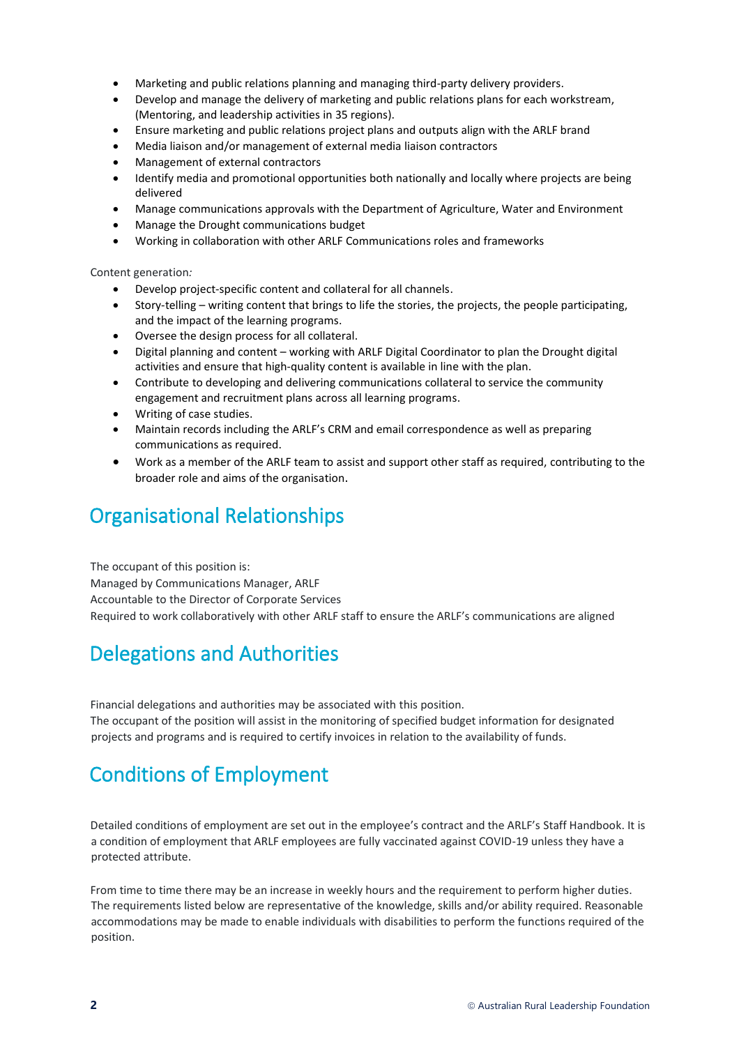- Marketing and public relations planning and managing third-party delivery providers.
- Develop and manage the delivery of marketing and public relations plans for each workstream, (Mentoring, and leadership activities in 35 regions).
- Ensure marketing and public relations project plans and outputs align with the ARLF brand
- Media liaison and/or management of external media liaison contractors
- Management of external contractors
- Identify media and promotional opportunities both nationally and locally where projects are being delivered
- Manage communications approvals with the Department of Agriculture, Water and Environment
- Manage the Drought communications budget
- Working in collaboration with other ARLF Communications roles and frameworks

Content generation*:*

- Develop project-specific content and collateral for all channels.
- Story-telling – writing content that brings to life the stories, the projects, the people participating, and the impact of the learning programs.
- Oversee the design process for all collateral.
- Digital planning and content – working with ARLF Digital Coordinator to plan the Drought digital activities and ensure that high-quality content is available in line with the plan.
- Contribute to developing and delivering communications collateral to service the community engagement and recruitment plans across all learning programs.
- Writing of case studies.
- Maintain records including the ARLF's CRM and email correspondence as well as preparing communications as required.
- Work as a member of the ARLF team to assist and support other staff as required, contributing to the broader role and aims of the organisation.

## Organisational Relationships

The occupant of this position is:
Managed by Communications Manager, ARLF
Accountable to the Director of Corporate Services
Required to work collaboratively with other ARLF staff to ensure the ARLF's communications are aligned

## Delegations and Authorities

Financial delegations and authorities may be associated with this position.
The occupant of the position will assist in the monitoring of specified budget information for designated projects and programs and is required to certify invoices in relation to the availability of funds.

## Conditions of Employment

Detailed conditions of employment are set out in the employee's contract and the ARLF's Staff Handbook. It is a condition of employment that ARLF employees are fully vaccinated against COVID-19 unless they have a protected attribute.

From time to time there may be an increase in weekly hours and the requirement to perform higher duties. The requirements listed below are representative of the knowledge, skills and/or ability required. Reasonable accommodations may be made to enable individuals with disabilities to perform the functions required of the position.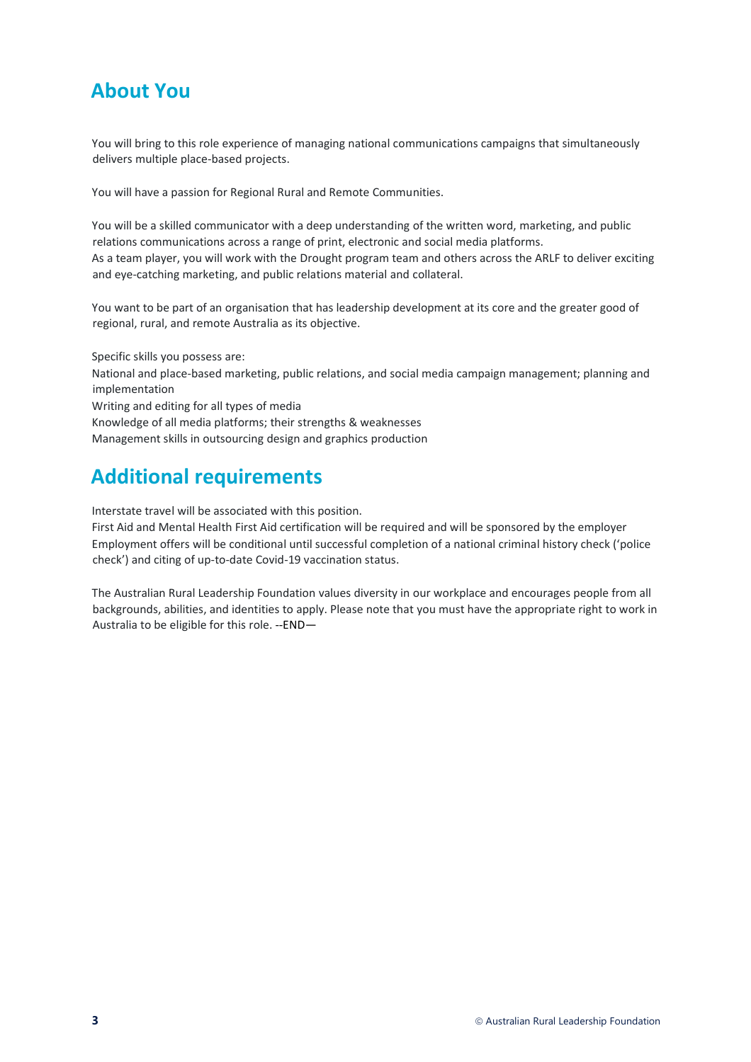## About You

You will bring to this role experience of managing national communications campaigns that simultaneously delivers multiple place-based projects.

You will have a passion for Regional Rural and Remote Communities.

You will be a skilled communicator with a deep understanding of the written word, marketing, and public relations communications across a range of print, electronic and social media platforms.
As a team player, you will work with the Drought program team and others across the ARLF to deliver exciting and eye-catching marketing, and public relations material and collateral.

You want to be part of an organisation that has leadership development at its core and the greater good of regional, rural, and remote Australia as its objective.

Specific skills you possess are:
National and place-based marketing, public relations, and social media campaign management; planning and implementation
Writing and editing for all types of media
Knowledge of all media platforms; their strengths & weaknesses
Management skills in outsourcing design and graphics production

## Additional requirements

Interstate travel will be associated with this position.
First Aid and Mental Health First Aid certification will be required and will be sponsored by the employer
Employment offers will be conditional until successful completion of a national criminal history check ('police check') and citing of up-to-date Covid-19 vaccination status.

The Australian Rural Leadership Foundation values diversity in our workplace and encourages people from all backgrounds, abilities, and identities to apply. Please note that you must have the appropriate right to work in Australia to be eligible for this role. --END—